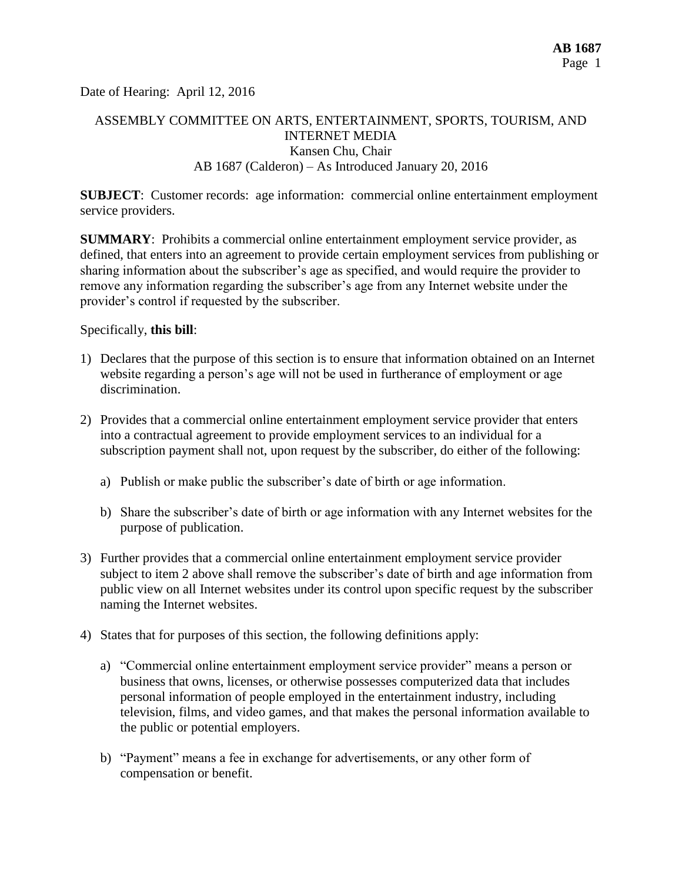Date of Hearing: April 12, 2016

ASSEMBLY COMMITTEE ON ARTS, ENTERTAINMENT, SPORTS, TOURISM, AND INTERNET MEDIA
Kansen Chu, Chair
AB 1687 (Calderon) – As Introduced January 20, 2016

**SUBJECT**: Customer records: age information: commercial online entertainment employment service providers.

**SUMMARY**: Prohibits a commercial online entertainment employment service provider, as defined, that enters into an agreement to provide certain employment services from publishing or sharing information about the subscriber's age as specified, and would require the provider to remove any information regarding the subscriber's age from any Internet website under the provider's control if requested by the subscriber.

Specifically, **this bill**:

1) Declares that the purpose of this section is to ensure that information obtained on an Internet website regarding a person's age will not be used in furtherance of employment or age discrimination.

2) Provides that a commercial online entertainment employment service provider that enters into a contractual agreement to provide employment services to an individual for a subscription payment shall not, upon request by the subscriber, do either of the following:

   a) Publish or make public the subscriber's date of birth or age information.

   b) Share the subscriber's date of birth or age information with any Internet websites for the purpose of publication.

3) Further provides that a commercial online entertainment employment service provider subject to item 2 above shall remove the subscriber's date of birth and age information from public view on all Internet websites under its control upon specific request by the subscriber naming the Internet websites.

4) States that for purposes of this section, the following definitions apply:

   a) "Commercial online entertainment employment service provider" means a person or business that owns, licenses, or otherwise possesses computerized data that includes personal information of people employed in the entertainment industry, including television, films, and video games, and that makes the personal information available to the public or potential employers.

   b) "Payment" means a fee in exchange for advertisements, or any other form of compensation or benefit.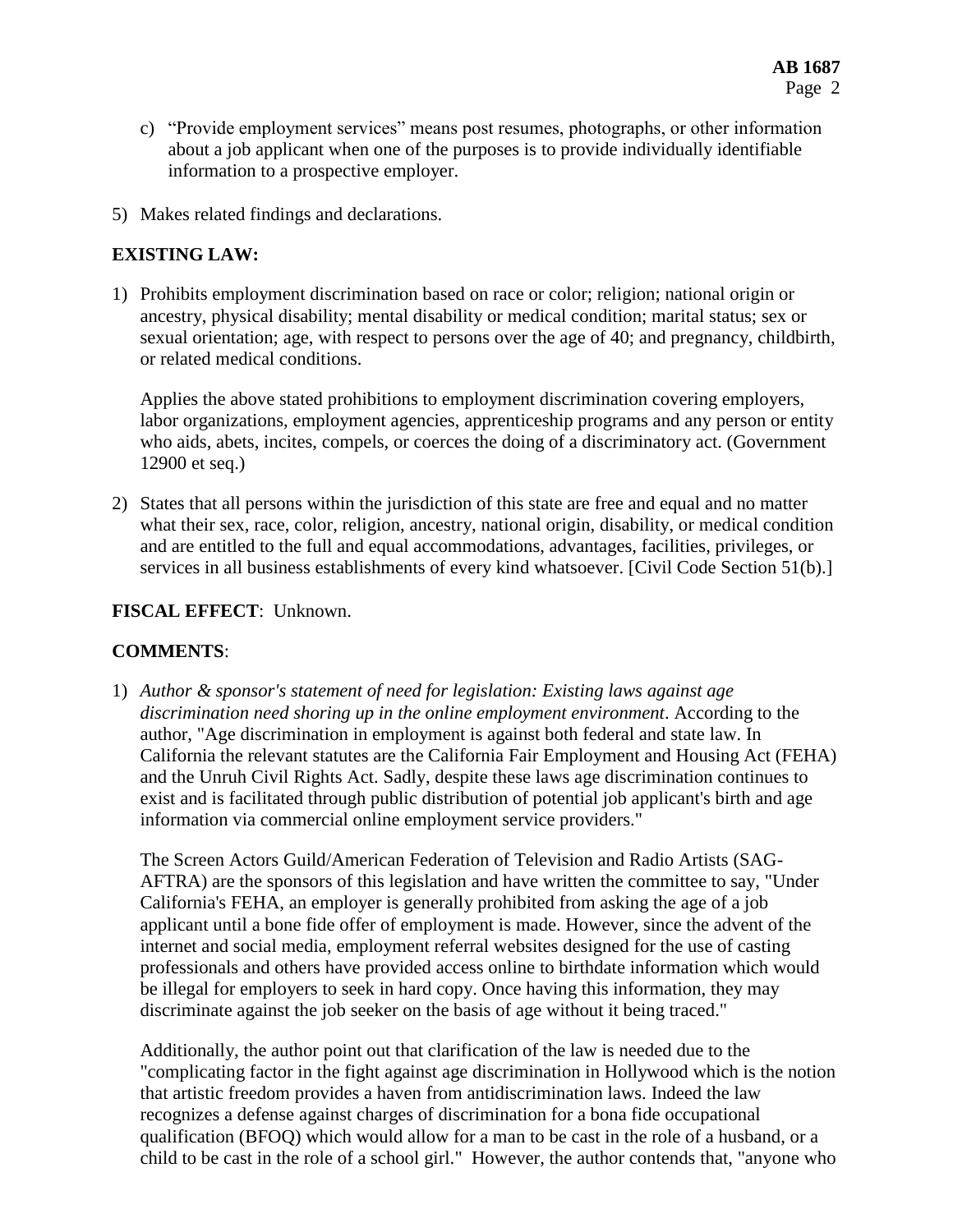c) "Provide employment services" means post resumes, photographs, or other information about a job applicant when one of the purposes is to provide individually identifiable information to a prospective employer.

5) Makes related findings and declarations.

**EXISTING LAW:**

1) Prohibits employment discrimination based on race or color; religion; national origin or ancestry, physical disability; mental disability or medical condition; marital status; sex or sexual orientation; age, with respect to persons over the age of 40; and pregnancy, childbirth, or related medical conditions.

   Applies the above stated prohibitions to employment discrimination covering employers, labor organizations, employment agencies, apprenticeship programs and any person or entity who aids, abets, incites, compels, or coerces the doing of a discriminatory act. (Government 12900 et seq.)

2) States that all persons within the jurisdiction of this state are free and equal and no matter what their sex, race, color, religion, ancestry, national origin, disability, or medical condition and are entitled to the full and equal accommodations, advantages, facilities, privileges, or services in all business establishments of every kind whatsoever. [Civil Code Section 51(b).]

**FISCAL EFFECT**: Unknown.

**COMMENTS**:

1) *Author & sponsor's statement of need for legislation: Existing laws against age discrimination need shoring up in the online employment environment*. According to the author, "Age discrimination in employment is against both federal and state law. In California the relevant statutes are the California Fair Employment and Housing Act (FEHA) and the Unruh Civil Rights Act. Sadly, despite these laws age discrimination continues to exist and is facilitated through public distribution of potential job applicant's birth and age information via commercial online employment service providers."

   The Screen Actors Guild/American Federation of Television and Radio Artists (SAG-AFTRA) are the sponsors of this legislation and have written the committee to say, "Under California's FEHA, an employer is generally prohibited from asking the age of a job applicant until a bone fide offer of employment is made. However, since the advent of the internet and social media, employment referral websites designed for the use of casting professionals and others have provided access online to birthdate information which would be illegal for employers to seek in hard copy. Once having this information, they may discriminate against the job seeker on the basis of age without it being traced."

   Additionally, the author point out that clarification of the law is needed due to the "complicating factor in the fight against age discrimination in Hollywood which is the notion that artistic freedom provides a haven from antidiscrimination laws. Indeed the law recognizes a defense against charges of discrimination for a bona fide occupational qualification (BFOQ) which would allow for a man to be cast in the role of a husband, or a child to be cast in the role of a school girl." However, the author contends that, "anyone who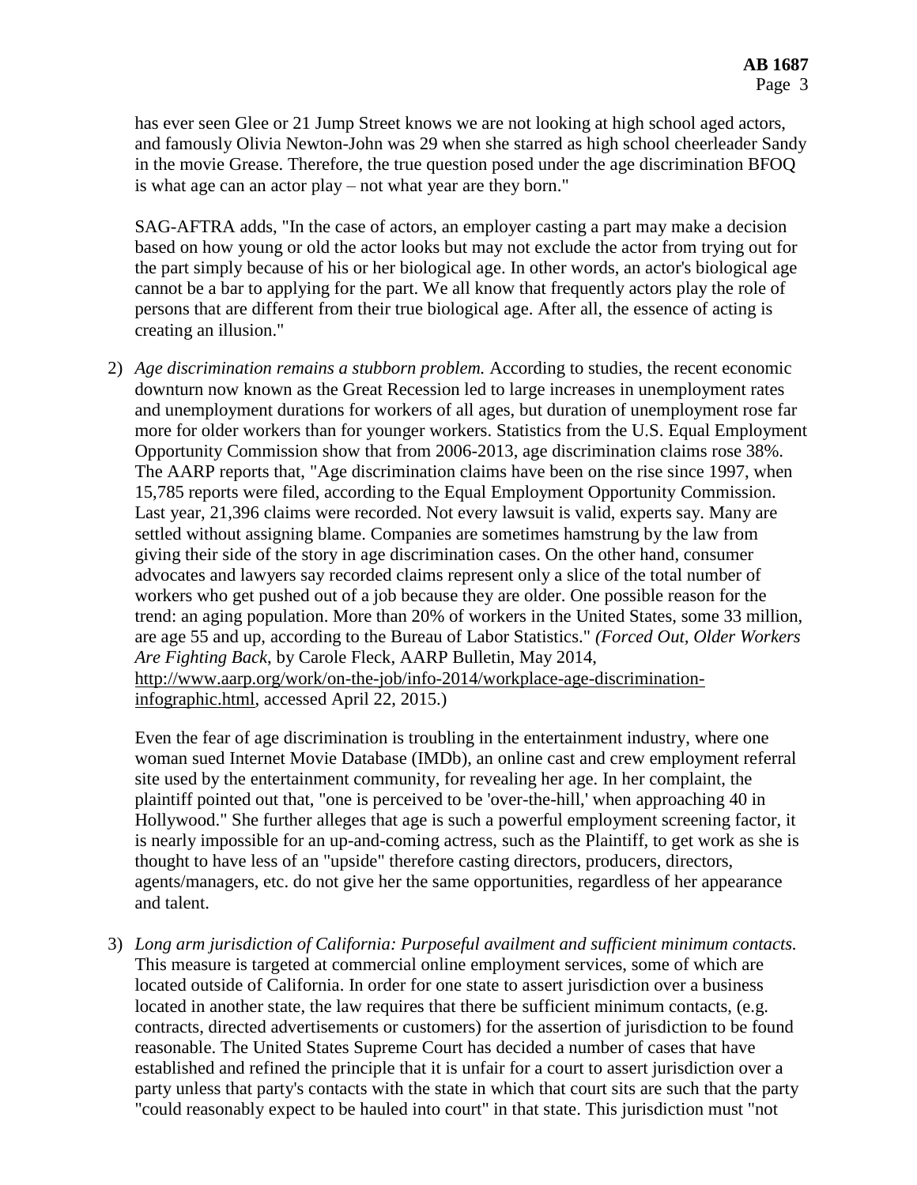has ever seen Glee or 21 Jump Street knows we are not looking at high school aged actors, and famously Olivia Newton-John was 29 when she starred as high school cheerleader Sandy in the movie Grease. Therefore, the true question posed under the age discrimination BFOQ is what age can an actor play – not what year are they born."

SAG-AFTRA adds, "In the case of actors, an employer casting a part may make a decision based on how young or old the actor looks but may not exclude the actor from trying out for the part simply because of his or her biological age. In other words, an actor's biological age cannot be a bar to applying for the part. We all know that frequently actors play the role of persons that are different from their true biological age. After all, the essence of acting is creating an illusion."

2) *Age discrimination remains a stubborn problem.* According to studies, the recent economic downturn now known as the Great Recession led to large increases in unemployment rates and unemployment durations for workers of all ages, but duration of unemployment rose far more for older workers than for younger workers. Statistics from the U.S. Equal Employment Opportunity Commission show that from 2006-2013, age discrimination claims rose 38%. The AARP reports that, "Age discrimination claims have been on the rise since 1997, when 15,785 reports were filed, according to the Equal Employment Opportunity Commission. Last year, 21,396 claims were recorded. Not every lawsuit is valid, experts say. Many are settled without assigning blame. Companies are sometimes hamstrung by the law from giving their side of the story in age discrimination cases. On the other hand, consumer advocates and lawyers say recorded claims represent only a slice of the total number of workers who get pushed out of a job because they are older. One possible reason for the trend: an aging population. More than 20% of workers in the United States, some 33 million, are age 55 and up, according to the Bureau of Labor Statistics." *(Forced Out, Older Workers Are Fighting Back*, by Carole Fleck, AARP Bulletin, May 2014, http://www.aarp.org/work/on-the-job/info-2014/workplace-age-discrimination-infographic.html, accessed April 22, 2015.)

Even the fear of age discrimination is troubling in the entertainment industry, where one woman sued Internet Movie Database (IMDb), an online cast and crew employment referral site used by the entertainment community, for revealing her age. In her complaint, the plaintiff pointed out that, "one is perceived to be 'over-the-hill,' when approaching 40 in Hollywood." She further alleges that age is such a powerful employment screening factor, it is nearly impossible for an up-and-coming actress, such as the Plaintiff, to get work as she is thought to have less of an "upside" therefore casting directors, producers, directors, agents/managers, etc. do not give her the same opportunities, regardless of her appearance and talent.

3) *Long arm jurisdiction of California: Purposeful availment and sufficient minimum contacts.* This measure is targeted at commercial online employment services, some of which are located outside of California. In order for one state to assert jurisdiction over a business located in another state, the law requires that there be sufficient minimum contacts, (e.g. contracts, directed advertisements or customers) for the assertion of jurisdiction to be found reasonable. The United States Supreme Court has decided a number of cases that have established and refined the principle that it is unfair for a court to assert jurisdiction over a party unless that party's contacts with the state in which that court sits are such that the party "could reasonably expect to be hauled into court" in that state. This jurisdiction must "not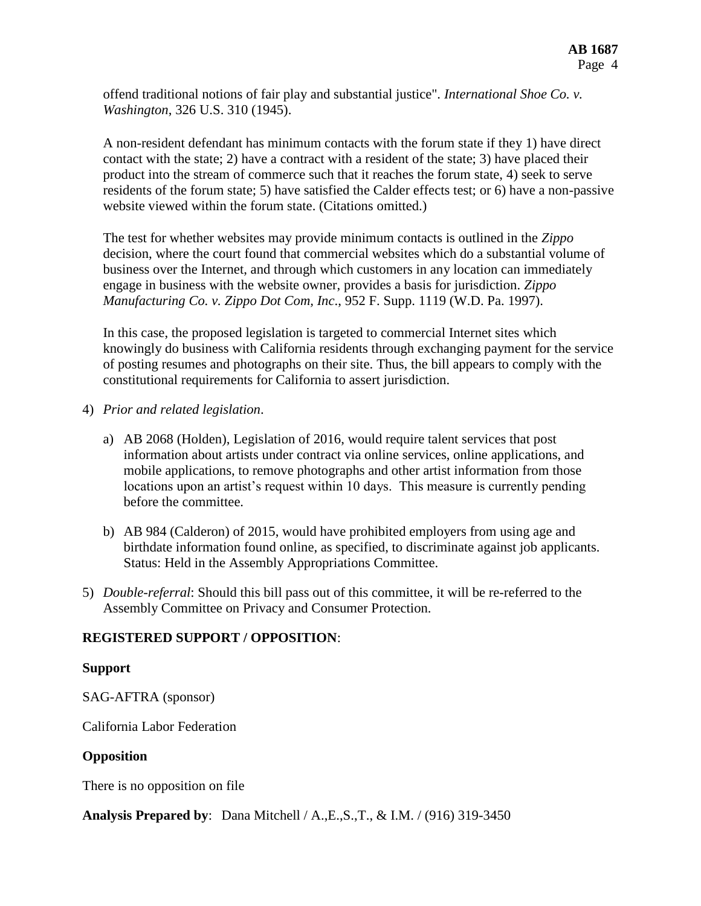offend traditional notions of fair play and substantial justice". *International Shoe Co. v. Washington*, 326 U.S. 310 (1945).

A non-resident defendant has minimum contacts with the forum state if they 1) have direct contact with the state; 2) have a contract with a resident of the state; 3) have placed their product into the stream of commerce such that it reaches the forum state, 4) seek to serve residents of the forum state; 5) have satisfied the Calder effects test; or 6) have a non-passive website viewed within the forum state. (Citations omitted.)

The test for whether websites may provide minimum contacts is outlined in the *Zippo* decision, where the court found that commercial websites which do a substantial volume of business over the Internet, and through which customers in any location can immediately engage in business with the website owner, provides a basis for jurisdiction. *Zippo Manufacturing Co. v. Zippo Dot Com, Inc*., 952 F. Supp. 1119 (W.D. Pa. 1997).

In this case, the proposed legislation is targeted to commercial Internet sites which knowingly do business with California residents through exchanging payment for the service of posting resumes and photographs on their site. Thus, the bill appears to comply with the constitutional requirements for California to assert jurisdiction.

4) *Prior and related legislation*.

   a) AB 2068 (Holden), Legislation of 2016, would require talent services that post information about artists under contract via online services, online applications, and mobile applications, to remove photographs and other artist information from those locations upon an artist's request within 10 days. This measure is currently pending before the committee.

   b) AB 984 (Calderon) of 2015, would have prohibited employers from using age and birthdate information found online, as specified, to discriminate against job applicants. Status: Held in the Assembly Appropriations Committee.

5) *Double-referral*: Should this bill pass out of this committee, it will be re-referred to the Assembly Committee on Privacy and Consumer Protection.

## REGISTERED SUPPORT / OPPOSITION:

**Support**

SAG-AFTRA (sponsor)

California Labor Federation

**Opposition**

There is no opposition on file

**Analysis Prepared by**: Dana Mitchell / A.,E.,S.,T., & I.M. / (916) 319-3450